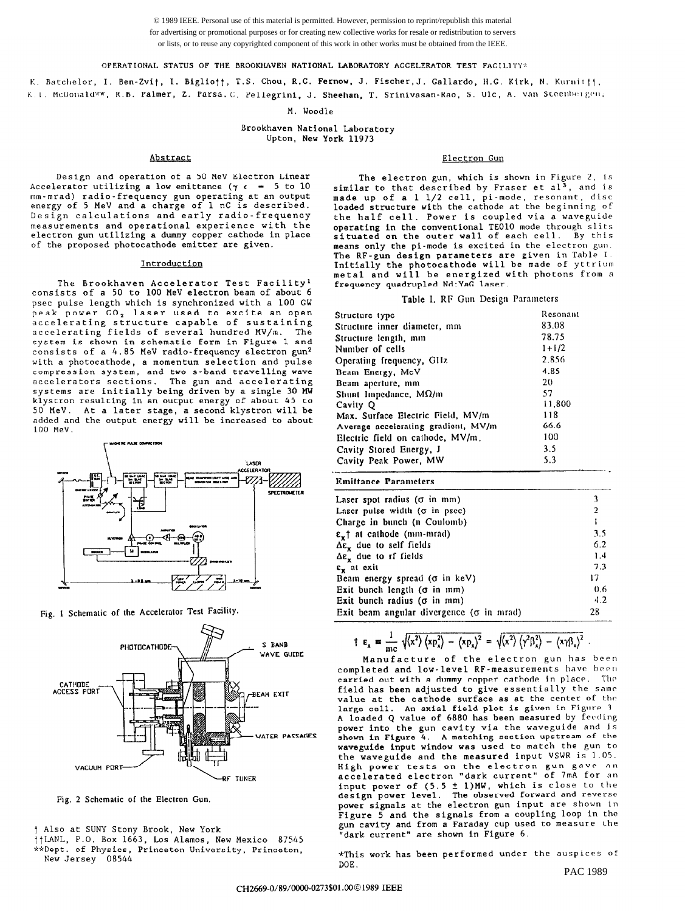© 1989 IEEE. Personal use of this material is permitted. However, permission to reprint/republish this material for advertising or promotional purposes or for creating new collective works for resale or redistribution to servers or lists, or to reuse any copyrighted component of this work in other works must be obtained from the IEEE.

# OPERATIONAL STATUS OF THE BROOKHAVEN NATIONAL LABORATORY ACCELERATOR TEST FACILITY*

K. Batchelor, I. Ben-Zvi†, I. Biglio††, T.S. Chou, R.C. Fernow, J. Fischer, J. Gallardo, H.G. Kirk, N. Kurnit††, K.T. McDonald**, R.B. Palmer, Z. Parsa, C. Pellegrini, J. Sheehan, T. Srinivasan-Rao, S. Ulc, A. van Steenbergen, M. Woodle

Brookhaven National Laboratory
Upton, New York 11973

## Abstract

Design and operation of a 50 MeV Electron Linear Accelerator utilizing a low emittance ($\gamma\epsilon$ = 5 to 10 mm-mrad) radio-frequency gun operating at an output energy of 5 MeV and a charge of 1 nC is described. Design calculations and early radio-frequency measurements and operational experience with the electron gun utilizing a dummy copper cathode in place of the proposed photocathode emitter are given.

## Introduction

The Brookhaven Accelerator Test Facility[1] consists of a 50 to 100 MeV electron beam of about 6 psec pulse length which is synchronized with a 100 GW peak power $CO_2$ laser used to excite an open accelerating structure capable of sustaining accelerating fields of several hundred MV/m. The system is shown in schematic form in Figure 1 and consists of a 4.85 MeV radio-frequency electron gun[2] with a photocathode, a momentum selection and pulse compression system, and two s-band travelling wave accelerators sections. The gun and accelerating systems are initially being driven by a single 30 MW klystron resulting in an output energy of about 45 to 50 MeV. At a later stage, a second klystron will be added and the output energy will be increased to about 100 MeV.

Fig. 1 Schematic of the Accelerator Test Facility.

Fig. 2 Schematic of the Electron Gun.

† Also at SUNY Stony Brook, New York
††LANL, P.O. Box 1663, Los Alamos, New Mexico 87545
**Dept. of Physics, Princeton University, Princeton, New Jersey 08544

## Electron Gun

The electron gun, which is shown in Figure 2, is similar to that described by Fraser et al[3], and is made up of a 1 1/2 cell, pi-mode, resonant, disc loaded structure with the cathode at the beginning of the half cell. Power is coupled via a waveguide operating in the conventional TE010 mode through slits situated on the outer wall of each cell. By this means only the pi-mode is excited in the electron gun. The RF-gun design parameters are given in Table I. Initially the photocathode will be made of yttrium metal and will be energized with photons from a frequency quadrupled Nd:YaG laser.

Table I. RF Gun Design Parameters

| | |
|---|---|
| Structure type | Resonant |
| Structure inner diameter, mm | 83.08 |
| Structure length, mm | 78.75 |
| Number of cells | 1+1/2 |
| Operating frequency, GHz | 2.856 |
| Beam Energy, MeV | 4.85 |
| Beam aperture, mm | 20 |
| Shunt Impedance, MΩ/m | 57 |
| Cavity Q | 11,800 |
| Max. Surface Electric Field, MV/m | 118 |
| Average accelerating gradient, MV/m | 66.6 |
| Electric field on cathode, MV/m. | 100 |
| Cavity Stored Energy, J | 3.5 |
| Cavity Peak Power, MW | 5.3 |
| **Emittance Parameters** | |
| Laser spot radius ($\sigma$ in mm) | 3 |
| Laser pulse width ($\sigma$ in psec) | 2 |
| Charge in bunch (n Coulomb) | 1 |
| $\epsilon_x$† at cathode (mm-mrad) | 3.5 |
| $\Delta\epsilon_x$ due to self fields | 6.2 |
| $\Delta\epsilon_x$ due to rf fields | 1.4 |
| $\epsilon_x$ at exit | 7.3 |
| Beam energy spread ($\sigma$ in keV) | 17 |
| Exit bunch length ($\sigma$ in mm) | 0.6 |
| Exit bunch radius ($\sigma$ in mm) | 4.2 |
| Exit beam angular divergence ($\sigma$ in mrad) | 28 |

$$\dagger\ \epsilon_x = \frac{1}{mc}\sqrt{\langle x^2\rangle\langle p_x^2\rangle - \langle xp_x\rangle^2} = \sqrt{\langle x^2\rangle\langle\gamma^2\beta_x^2\rangle - \langle x\gamma\beta_x\rangle^2}\ .$$

Manufacture of the electron gun has been completed and low-level RF-measurements have been carried out with a dummy copper cathode in place. The field has been adjusted to give essentially the same value at the cathode surface as at the center of the large cell. An axial field plot is given in Figure 3. A loaded Q value of 6880 has been measured by feeding power into the gun cavity via the waveguide and is shown in Figure 4. A matching section upstream of the waveguide input window was used to match the gun to the waveguide and the measured input VSWR is 1.05. High power tests on the electron gun gave an accelerated electron "dark current" of 7mA for an input power of (5.5 ± 1)MW, which is close to the design power level. The observed forward and reverse power signals at the electron gun input are shown in Figure 5 and the signals from a coupling loop in the gun cavity and from a Faraday cup used to measure the "dark current" are shown in Figure 6.

*This work has been performed under the auspices of DOE.

PAC 1989

CH2669-0/89/0000-0273$01.00©1989 IEEE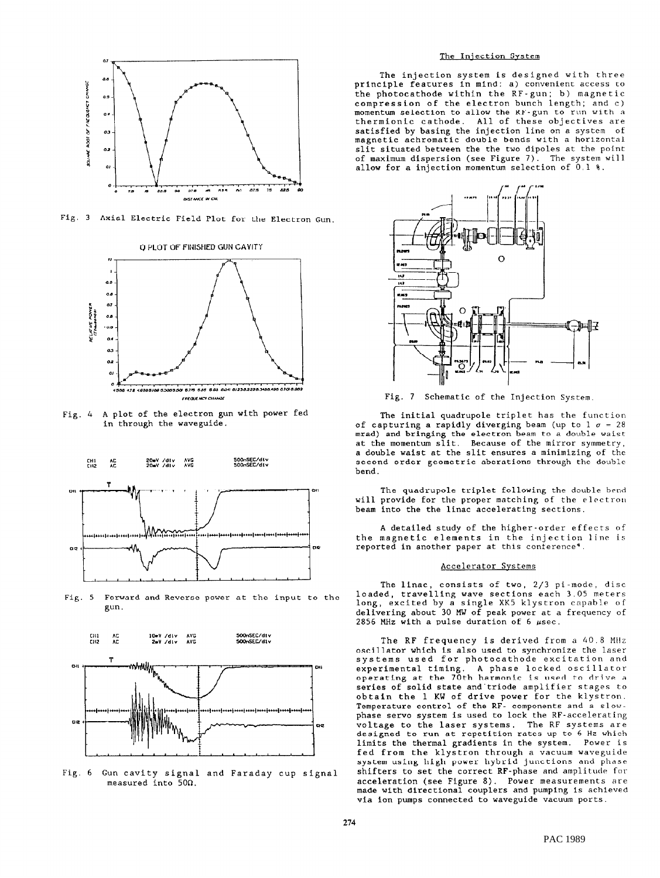Fig. 3 Axial Electric Field Plot for the Electron Gun.

Fig. 4 A plot of the electron gun with power fed in through the waveguide.

Fig. 5 Forward and Reverse power at the input to the gun.

Fig. 6 Gun cavity signal and Faraday cup signal measured into 50Ω.

## The Injection System

The injection system is designed with three principle features in mind: a) convenient access to the photocathode within the RF-gun; b) magnetic compression of the electron bunch length; and c) momentum selection to allow the RF-gun to run with a thermionic cathode. All of these objectives are satisfied by basing the injection line on a system of magnetic achromatic double bends with a horizontal slit situated between the the two dipoles at the point of maximum dispersion (see Figure 7). The system will allow for a injection momentum selection of 0.1 %.

Fig. 7 Schematic of the Injection System.

The initial quadrupole triplet has the function of capturing a rapidly diverging beam (up to 1 $\sigma$ = 28 mrad) and bringing the electron beam to a double waist at the momentum slit. Because of the mirror symmetry, a double waist at the slit ensures a minimizing of the second order geometric aberrations through the double bend.

The quadrupole triplet following the double bend will provide for the proper matching of the electron beam into the the linac accelerating sections.

A detailed study of the higher-order effects of the magnetic elements in the injection line is reported in another paper at this conference[4].

## Accelerator Systems

The linac, consists of two, 2/3 pi-mode, disc loaded, travelling wave sections each 3.05 meters long, excited by a single XK5 klystron capable of delivering about 30 MW of peak power at a frequency of 2856 MHz with a pulse duration of 6 $\mu$sec.

The RF frequency is derived from a 40.8 MHz oscillator which is also used to synchronize the laser systems used for photocathode excitation and experimental timing. A phase locked oscillator operating at the 70th harmonic is used to drive a series of solid state and triode amplifier stages to obtain the 1 KW of drive power for the klystron. Temperature control of the RF- components and a slow-phase servo system is used to lock the RF-accelerating voltage to the laser systems. The RF systems are designed to run at repetition rates up to 6 Hz which limits the thermal gradients in the system. Power is fed from the klystron through a vacuum waveguide system using high power hybrid junctions and phase shifters to set the correct RF-phase and amplitude for acceleration (see Figure 8). Power measurements are made with directional couplers and pumping is achieved via ion pumps connected to waveguide vacuum ports.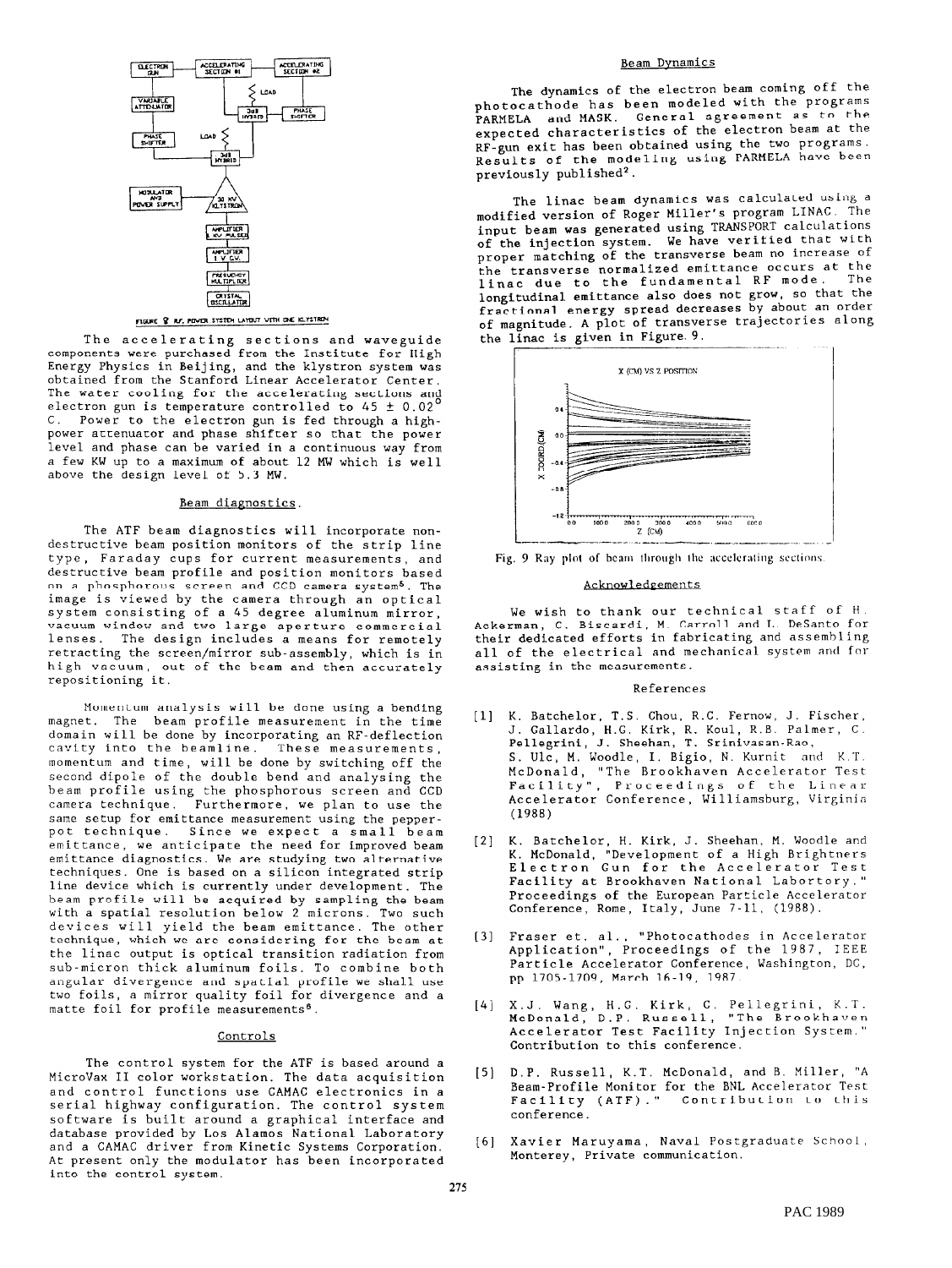ELECTRON GUN

ACCELERATING SECTION #1

ACCELERATING SECTION #2

LOAD

VARIABLE ATTENUATOR

3dB HYBRID

PHASE SHIFTER

PHASE SHIFTER

LOAD

3dB HYBRID

MODULATOR AND POWER SUPPLY

30 MW KLYSTRON

AMPLIFIER 1 KW PULSED

AMPLIFIER 1 W CW

FREQUENCY MULTIPLIER

CRYSTAL OSCILLATOR

FIGURE 8 RF POWER SYSTEM LAYOUT WITH ONE KLYSTRON

The accelerating sections and waveguide components were purchased from the Institute for High Energy Physics in Beijing, and the klystron system was obtained from the Stanford Linear Accelerator Center. The water cooling for the accelerating sections and electron gun is temperature controlled to $45 \pm 0.02^{\circ}$ C. Power to the electron gun is fed through a high-power attenuator and phase shifter so that the power level and phase can be varied in a continuous way from a few KW up to a maximum of about 12 MW which is well above the design level of 5.3 MW.

## Beam diagnostics.

The ATF beam diagnostics will incorporate non-destructive beam position monitors of the strip line type, Faraday cups for current measurements, and destructive beam profile and position monitors based on a phosphorous screen and CCD camera system[5]. The image is viewed by the camera through an optical system consisting of a 45 degree aluminum mirror, vacuum window and two large aperture commercial lenses. The design includes a means for remotely retracting the screen/mirror sub-assembly, which is in high vacuum, out of the beam and then accurately repositioning it.

Momentum analysis will be done using a bending magnet. The beam profile measurement in the time domain will be done by incorporating an RF-deflection cavity into the beamline. These measurements, momentum and time, will be done by switching off the second dipole of the double bend and analysing the beam profile using the phosphorous screen and CCD camera technique. Furthermore, we plan to use the same setup for emittance measurement using the pepper-pot technique. Since we expect a small beam emittance, we anticipate the need for improved beam emittance diagnostics. We are studying two alternative techniques. One is based on a silicon integrated strip line device which is currently under development. The beam profile will be acquired by sampling the beam with a spatial resolution below 2 microns. Two such devices will yield the beam emittance. The other technique, which we are considering for the beam at the linac output is optical transition radiation from sub-micron thick aluminum foils. To combine both angular divergence and spatial profile we shall use two foils, a mirror quality foil for divergence and a matte foil for profile measurements[6].

## Controls

The control system for the ATF is based around a MicroVax II color workstation. The data acquisition and control functions use CAMAC electronics in a serial highway configuration. The control system software is built around a graphical interface and database provided by Los Alamos National Laboratory and a CAMAC driver from Kinetic Systems Corporation. At present only the modulator has been incorporated into the control system.

## Beam Dynamics

The dynamics of the electron beam coming off the photocathode has been modeled with the programs PARMELA and MASK. General agreement as to the expected characteristics of the electron beam at the RF-gun exit has been obtained using the two programs. Results of the modeling using PARMELA have been previously published[2].

The linac beam dynamics was calculated using a modified version of Roger Miller's program LINAC. The input beam was generated using TRANSPORT calculations of the injection system. We have verified that with proper matching of the transverse beam no increase of the transverse normalized emittance occurs at the linac due to the fundamental RF mode. The longitudinal emittance also does not grow, so that the fractional energy spread decreases by about an order of magnitude. A plot of transverse trajectories along the linac is given in Figure 9.

X (CM) VS Z POSITION

X COORD(CM)

0.4

0.0

-0.4

-0.8

-1.2

0.0 100.0 200.0 300.0 400.0 500.0 600.0

Z (CM)

Fig. 9 Ray plot of beam through the accelerating sections.

## Acknowledgements

We wish to thank our technical staff of H. Ackerman, C. Biscardi, M. Carroll and L. DeSanto for their dedicated efforts in fabricating and assembling all of the electrical and mechanical system and for assisting in the measurements.

## References

[1] K. Batchelor, T.S. Chou, R.C. Fernow, J. Fischer, J. Gallardo, H.G. Kirk, R. Koul, R.B. Palmer, C. Pellegrini, J. Sheehan, T. Srinivasan-Rao, S. Ulc, M. Woodle, I. Bigio, N. Kurnit and K.T. McDonald, "The Brookhaven Accelerator Test Facility", Proceedings of the Linear Accelerator Conference, Williamsburg, Virginia (1988)

[2] K. Batchelor, H. Kirk, J. Sheehan, M. Woodle and K. McDonald, "Development of a High Brightners Electron Gun for the Accelerator Test Facility at Brookhaven National Labortory." Proceedings of the European Particle Accelerator Conference, Rome, Italy, June 7-11, (1988).

[3] Fraser et. al., "Photocathodes in Accelerator Application", Proceedings of the 1987, IEEE Particle Accelerator Conference, Washington, DC, pp 1705-1709, March 16-19, 1987.

[4] X.J. Wang, H.G. Kirk, C. Pellegrini, K.T. McDonald, D.P. Russell, "The Brookhaven Accelerator Test Facility Injection System." Contribution to this conference.

[5] D.P. Russell, K.T. McDonald, and B. Miller, "A Beam-Profile Monitor for the BNL Accelerator Test Facility (ATF)." Contribution to this conference.

[6] Xavier Maruyama, Naval Postgraduate School, Monterey, Private communication.